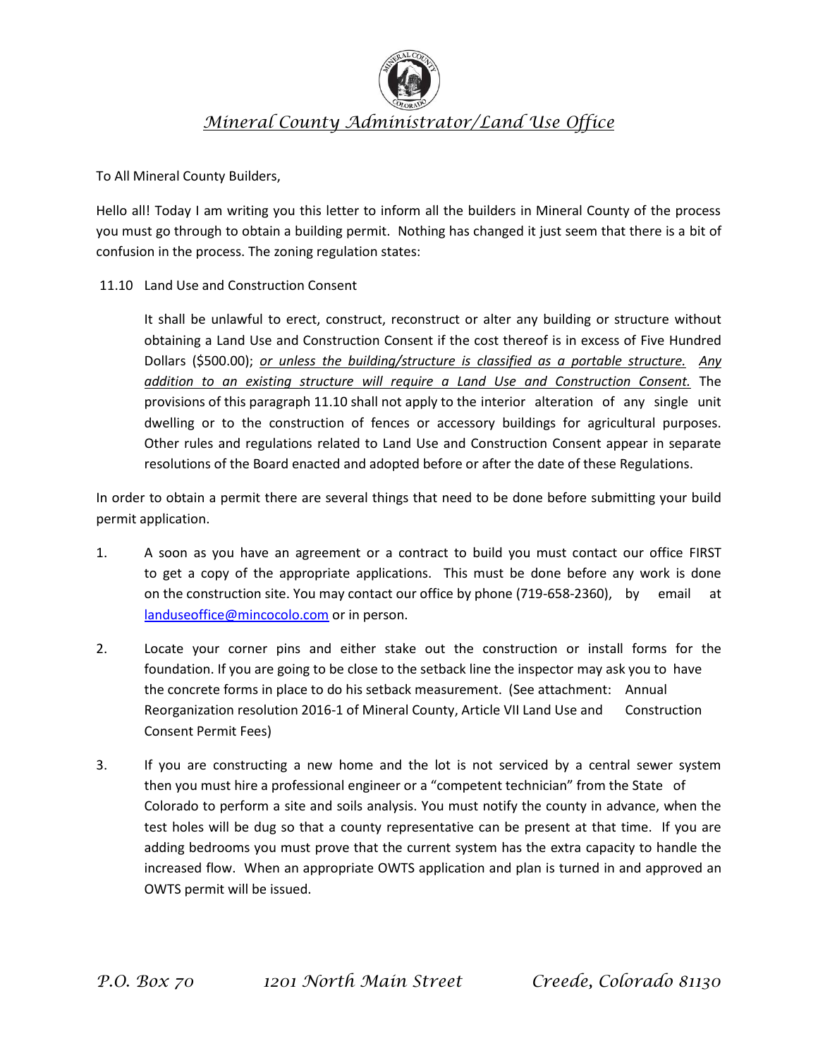# *Mineral County Administrator/Land Use Office*

To All Mineral County Builders,

Hello all! Today I am writing you this letter to inform all the builders in Mineral County of the process you must go through to obtain a building permit. Nothing has changed it just seem that there is a bit of confusion in the process. The zoning regulation states:

11.10 Land Use and Construction Consent

> It shall be unlawful to erect, construct, reconstruct or alter any building or structure without obtaining a Land Use and Construction Consent if the cost thereof is in excess of Five Hundred Dollars ($500.00); *or unless the building/structure is classified as a portable structure. Any addition to an existing structure will require a Land Use and Construction Consent.* The provisions of this paragraph 11.10 shall not apply to the interior alteration of any single unit dwelling or to the construction of fences or accessory buildings for agricultural purposes. Other rules and regulations related to Land Use and Construction Consent appear in separate resolutions of the Board enacted and adopted before or after the date of these Regulations.

In order to obtain a permit there are several things that need to be done before submitting your build permit application.

1. A soon as you have an agreement or a contract to build you must contact our office FIRST to get a copy of the appropriate applications. This must be done before any work is done on the construction site. You may contact our office by phone (719-658-2360), by email at landuseoffice@mincocolo.com or in person.

2. Locate your corner pins and either stake out the construction or install forms for the foundation. If you are going to be close to the setback line the inspector may ask you to have the concrete forms in place to do his setback measurement. (See attachment: Annual Reorganization resolution 2016-1 of Mineral County, Article VII Land Use and Construction Consent Permit Fees)

3. If you are constructing a new home and the lot is not serviced by a central sewer system then you must hire a professional engineer or a "competent technician" from the State of Colorado to perform a site and soils analysis. You must notify the county in advance, when the test holes will be dug so that a county representative can be present at that time. If you are adding bedrooms you must prove that the current system has the extra capacity to handle the increased flow. When an appropriate OWTS application and plan is turned in and approved an OWTS permit will be issued.

*P.O. Box 70    1201 North Main Street    Creede, Colorado 81130*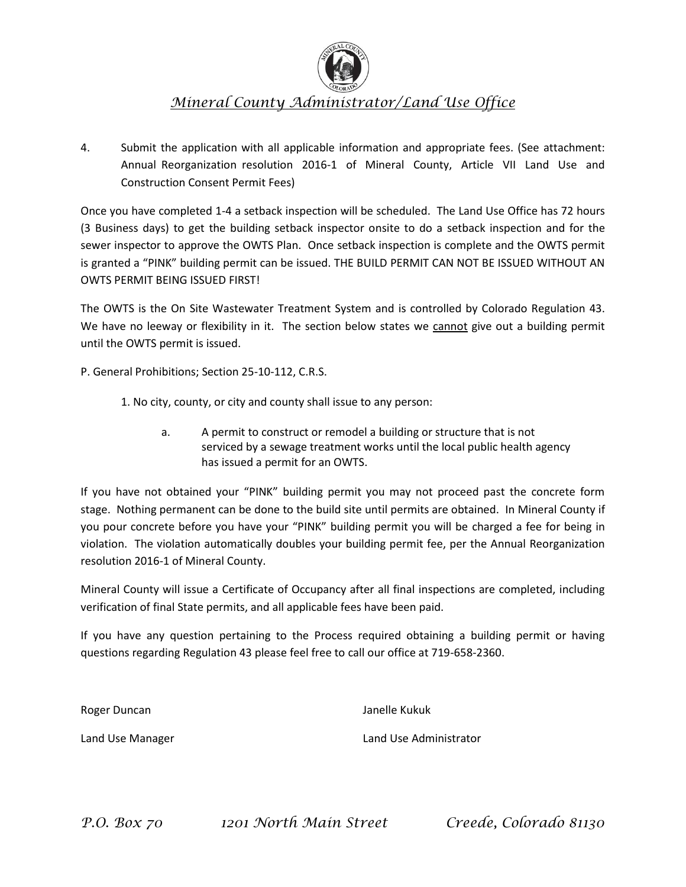*Mineral County Administrator/Land Use Office*

4. Submit the application with all applicable information and appropriate fees. (See attachment: Annual Reorganization resolution 2016-1 of Mineral County, Article VII Land Use and Construction Consent Permit Fees)

Once you have completed 1-4 a setback inspection will be scheduled. The Land Use Office has 72 hours (3 Business days) to get the building setback inspector onsite to do a setback inspection and for the sewer inspector to approve the OWTS Plan. Once setback inspection is complete and the OWTS permit is granted a "PINK" building permit can be issued. THE BUILD PERMIT CAN NOT BE ISSUED WITHOUT AN OWTS PERMIT BEING ISSUED FIRST!

The OWTS is the On Site Wastewater Treatment System and is controlled by Colorado Regulation 43. We have no leeway or flexibility in it. The section below states we <u>cannot</u> give out a building permit until the OWTS permit is issued.

P. General Prohibitions; Section 25-10-112, C.R.S.

1. No city, county, or city and county shall issue to any person:

   a. A permit to construct or remodel a building or structure that is not serviced by a sewage treatment works until the local public health agency has issued a permit for an OWTS.

If you have not obtained your "PINK" building permit you may not proceed past the concrete form stage. Nothing permanent can be done to the build site until permits are obtained. In Mineral County if you pour concrete before you have your "PINK" building permit you will be charged a fee for being in violation. The violation automatically doubles your building permit fee, per the Annual Reorganization resolution 2016-1 of Mineral County.

Mineral County will issue a Certificate of Occupancy after all final inspections are completed, including verification of final State permits, and all applicable fees have been paid.

If you have any question pertaining to the Process required obtaining a building permit or having questions regarding Regulation 43 please feel free to call our office at 719-658-2360.

Roger Duncan
Land Use Manager

Janelle Kukuk
Land Use Administrator

*P.O. Box 70 1201 North Main Street Creede, Colorado 81130*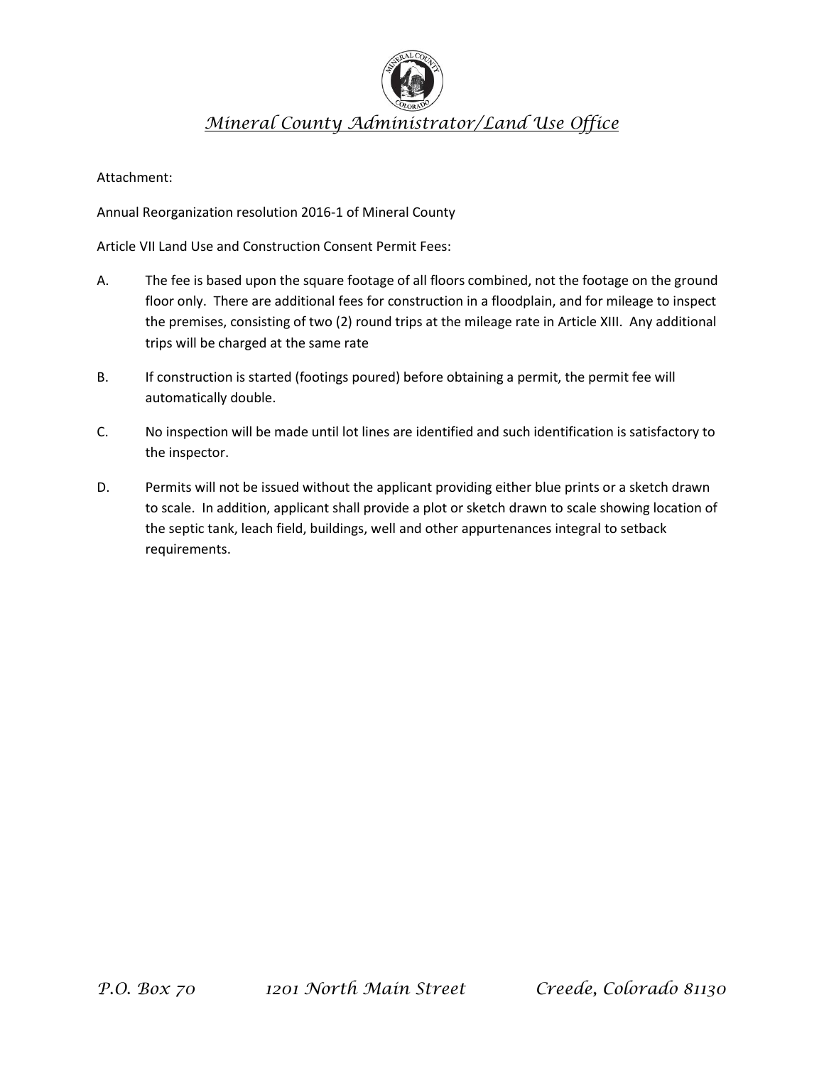# *Mineral County Administrator/Land Use Office*

Attachment:

Annual Reorganization resolution 2016-1 of Mineral County

Article VII Land Use and Construction Consent Permit Fees:

A. The fee is based upon the square footage of all floors combined, not the footage on the ground floor only. There are additional fees for construction in a floodplain, and for mileage to inspect the premises, consisting of two (2) round trips at the mileage rate in Article XIII. Any additional trips will be charged at the same rate

B. If construction is started (footings poured) before obtaining a permit, the permit fee will automatically double.

C. No inspection will be made until lot lines are identified and such identification is satisfactory to the inspector.

D. Permits will not be issued without the applicant providing either blue prints or a sketch drawn to scale. In addition, applicant shall provide a plot or sketch drawn to scale showing location of the septic tank, leach field, buildings, well and other appurtenances integral to setback requirements.

*P.O. Box 70 1201 North Main Street Creede, Colorado 81130*